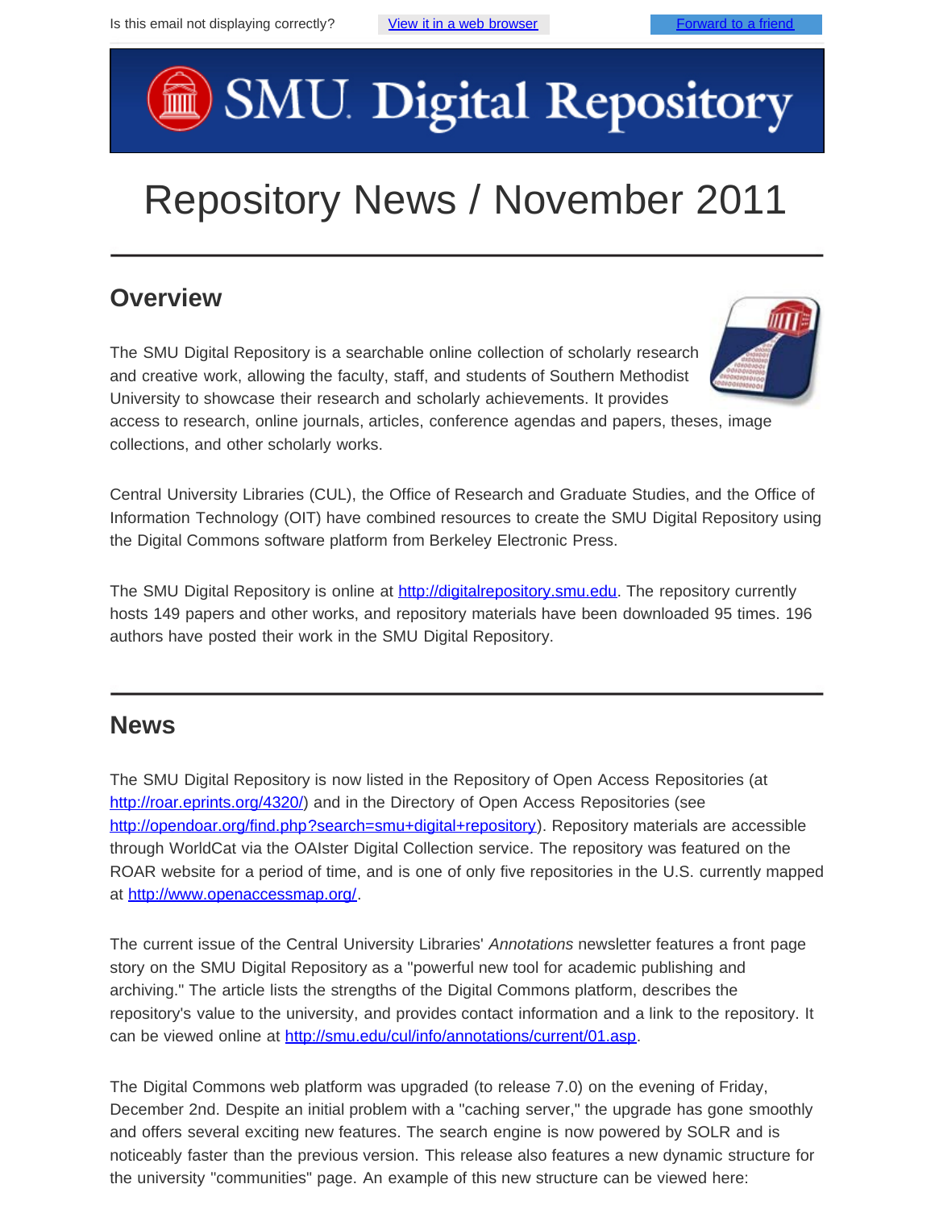Is this email not displaying correctly? View it in a web browser Forward to a friend

# Repository News / November 2011

## Overview

The SMU Digital Repository is a searchable online collection of scholarly research and creative work, allowing the faculty, staff, and students of Southern Methodist University to showcase their research and scholarly achievements. It provides access to research, online journals, articles, conference agendas and papers, theses, image collections, and other scholarly works.

Central University Libraries (CUL), the Office of Research and Graduate Studies, and the Office of Information Technology (OIT) have combined resources to create the SMU Digital Repository using the Digital Commons software platform from Berkeley Electronic Press.

The SMU Digital Repository is online at http://digitalrepository.smu.edu. The repository currently hosts 149 papers and other works, and repository materials have been downloaded 95 times. 196 authors have posted their work in the SMU Digital Repository.

## News

The SMU Digital Repository is now listed in the Repository of Open Access Repositories (at http://roar.eprints.org/4320/) and in the Directory of Open Access Repositories (see http://opendoar.org/find.php?search=smu+digital+repository). Repository materials are accessible through WorldCat via the OAIster Digital Collection service. The repository was featured on the ROAR website for a period of time, and is one of only five repositories in the U.S. currently mapped at http://www.openaccessmap.org/.

The current issue of the Central University Libraries' *Annotations* newsletter features a front page story on the SMU Digital Repository as a "powerful new tool for academic publishing and archiving." The article lists the strengths of the Digital Commons platform, describes the repository's value to the university, and provides contact information and a link to the repository. It can be viewed online at http://smu.edu/cul/info/annotations/current/01.asp.

The Digital Commons web platform was upgraded (to release 7.0) on the evening of Friday, December 2nd. Despite an initial problem with a "caching server," the upgrade has gone smoothly and offers several exciting new features. The search engine is now powered by SOLR and is noticeably faster than the previous version. This release also features a new dynamic structure for the university "communities" page. An example of this new structure can be viewed here: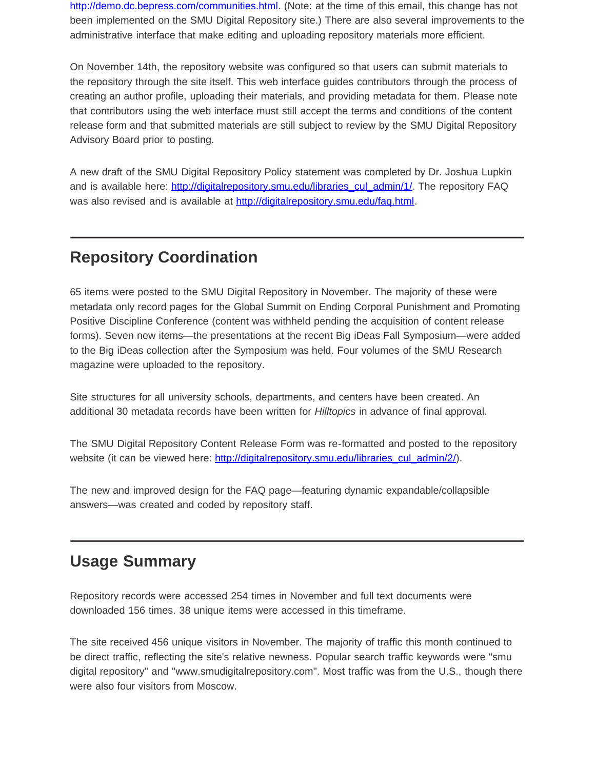http://demo.dc.bepress.com/communities.html. (Note: at the time of this email, this change has not been implemented on the SMU Digital Repository site.) There are also several improvements to the administrative interface that make editing and uploading repository materials more efficient.

On November 14th, the repository website was configured so that users can submit materials to the repository through the site itself. This web interface guides contributors through the process of creating an author profile, uploading their materials, and providing metadata for them. Please note that contributors using the web interface must still accept the terms and conditions of the content release form and that submitted materials are still subject to review by the SMU Digital Repository Advisory Board prior to posting.

A new draft of the SMU Digital Repository Policy statement was completed by Dr. Joshua Lupkin and is available here: http://digitalrepository.smu.edu/libraries_cul_admin/1/. The repository FAQ was also revised and is available at http://digitalrepository.smu.edu/faq.html.

---

## Repository Coordination

65 items were posted to the SMU Digital Repository in November. The majority of these were metadata only record pages for the Global Summit on Ending Corporal Punishment and Promoting Positive Discipline Conference (content was withheld pending the acquisition of content release forms). Seven new items—the presentations at the recent Big iDeas Fall Symposium—were added to the Big iDeas collection after the Symposium was held. Four volumes of the SMU Research magazine were uploaded to the repository.

Site structures for all university schools, departments, and centers have been created. An additional 30 metadata records have been written for *Hilltopics* in advance of final approval.

The SMU Digital Repository Content Release Form was re-formatted and posted to the repository website (it can be viewed here: http://digitalrepository.smu.edu/libraries_cul_admin/2/).

The new and improved design for the FAQ page—featuring dynamic expandable/collapsible answers—was created and coded by repository staff.

---

## Usage Summary

Repository records were accessed 254 times in November and full text documents were downloaded 156 times. 38 unique items were accessed in this timeframe.

The site received 456 unique visitors in November. The majority of traffic this month continued to be direct traffic, reflecting the site's relative newness. Popular search traffic keywords were "smu digital repository" and "www.smudigitalrepository.com". Most traffic was from the U.S., though there were also four visitors from Moscow.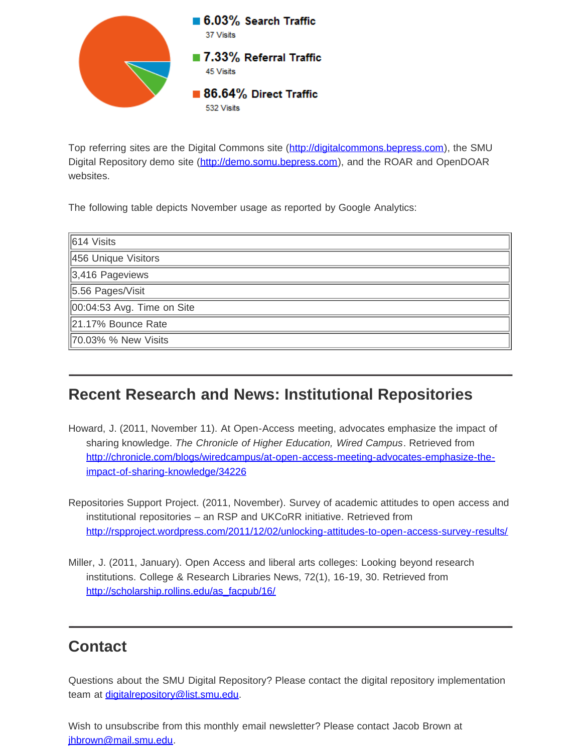6.03% Search Traffic
37 Visits

7.33% Referral Traffic
45 Visits

86.64% Direct Traffic
532 Visits

Top referring sites are the Digital Commons site (http://digitalcommons.bepress.com), the SMU Digital Repository demo site (http://demo.somu.bepress.com), and the ROAR and OpenDOAR websites.

The following table depicts November usage as reported by Google Analytics:

| |
|---|
| 614 Visits |
| 456 Unique Visitors |
| 3,416 Pageviews |
| 5.56 Pages/Visit |
| 00:04:53 Avg. Time on Site |
| 21.17% Bounce Rate |
| 70.03% % New Visits |

## Recent Research and News: Institutional Repositories

Howard, J. (2011, November 11). At Open-Access meeting, advocates emphasize the impact of sharing knowledge. *The Chronicle of Higher Education, Wired Campus*. Retrieved from http://chronicle.com/blogs/wiredcampus/at-open-access-meeting-advocates-emphasize-the-impact-of-sharing-knowledge/34226

Repositories Support Project. (2011, November). Survey of academic attitudes to open access and institutional repositories – an RSP and UKCoRR initiative. Retrieved from http://rspproject.wordpress.com/2011/12/02/unlocking-attitudes-to-open-access-survey-results/

Miller, J. (2011, January). Open Access and liberal arts colleges: Looking beyond research institutions. College & Research Libraries News, 72(1), 16-19, 30. Retrieved from http://scholarship.rollins.edu/as_facpub/16/

## Contact

Questions about the SMU Digital Repository? Please contact the digital repository implementation team at digitalrepository@list.smu.edu.

Wish to unsubscribe from this monthly email newsletter? Please contact Jacob Brown at jhbrown@mail.smu.edu.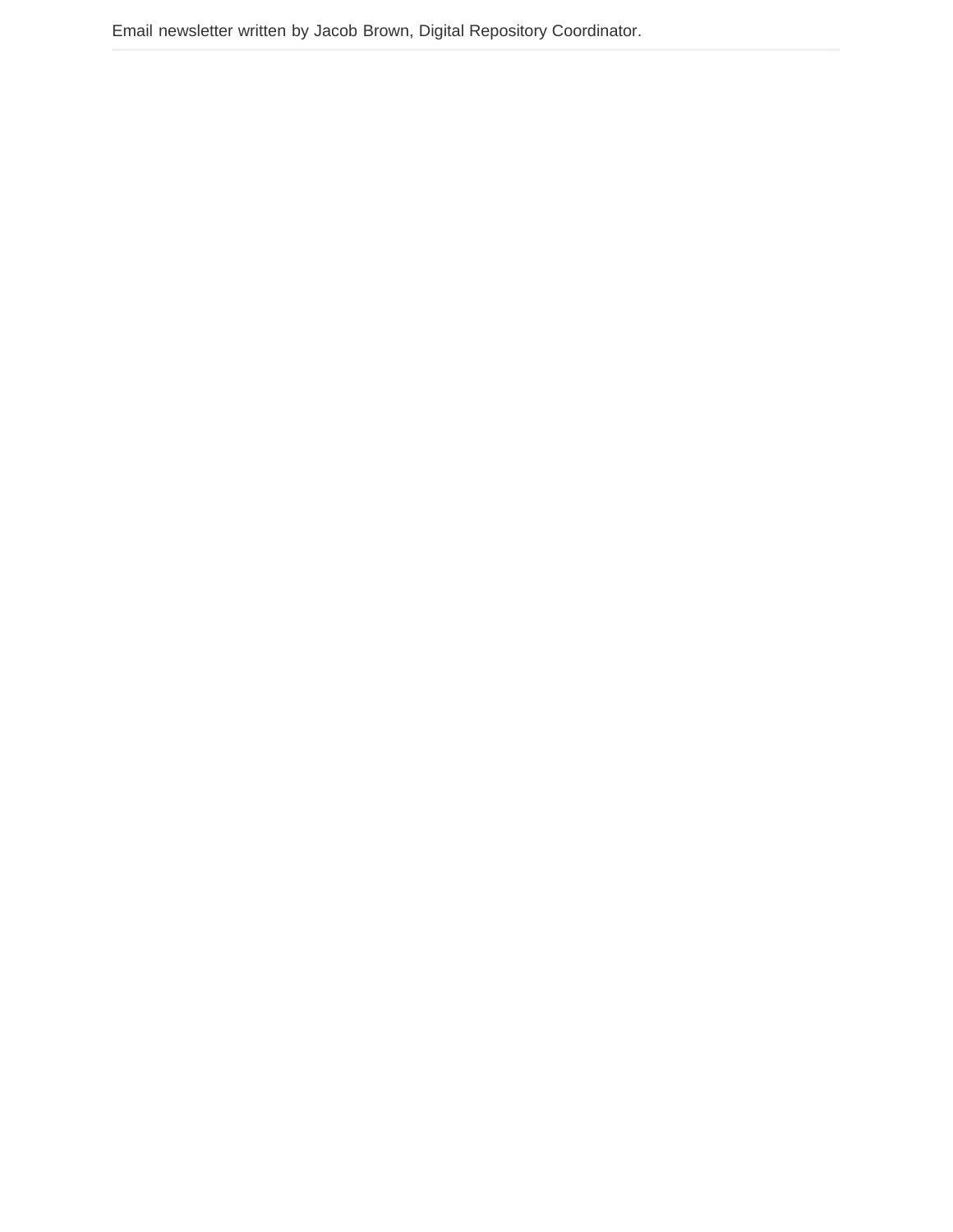Email newsletter written by Jacob Brown, Digital Repository Coordinator.

---